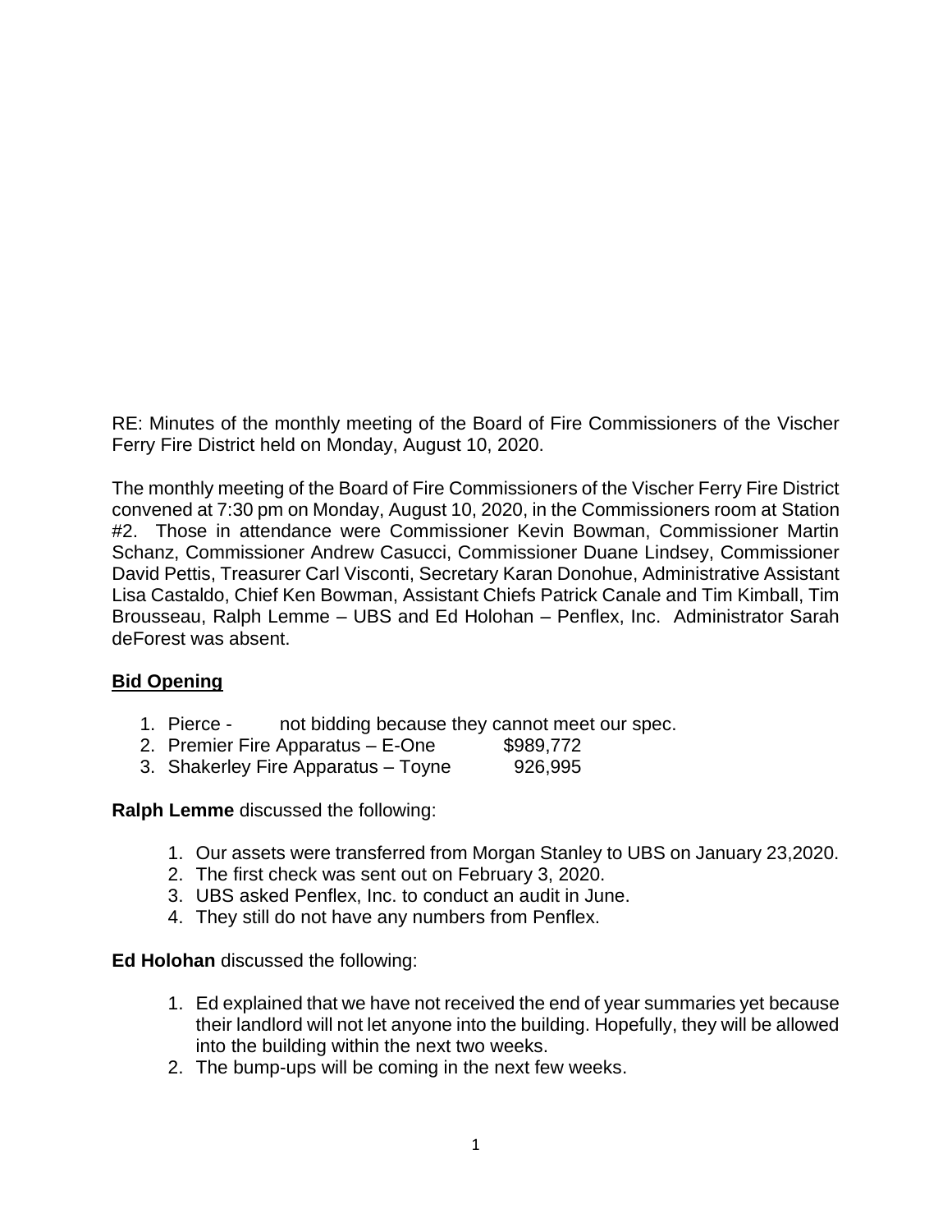RE: Minutes of the monthly meeting of the Board of Fire Commissioners of the Vischer Ferry Fire District held on Monday, August 10, 2020.

The monthly meeting of the Board of Fire Commissioners of the Vischer Ferry Fire District convened at 7:30 pm on Monday, August 10, 2020, in the Commissioners room at Station #2. Those in attendance were Commissioner Kevin Bowman, Commissioner Martin Schanz, Commissioner Andrew Casucci, Commissioner Duane Lindsey, Commissioner David Pettis, Treasurer Carl Visconti, Secretary Karan Donohue, Administrative Assistant Lisa Castaldo, Chief Ken Bowman, Assistant Chiefs Patrick Canale and Tim Kimball, Tim Brousseau, Ralph Lemme – UBS and Ed Holohan – Penflex, Inc. Administrator Sarah deForest was absent.

**Bid Opening**

1. Pierce - not bidding because they cannot meet our spec.
2. Premier Fire Apparatus – E-One $989,772
3. Shakerley Fire Apparatus – Toyne 926,995

**Ralph Lemme** discussed the following:

1. Our assets were transferred from Morgan Stanley to UBS on January 23,2020.
2. The first check was sent out on February 3, 2020.
3. UBS asked Penflex, Inc. to conduct an audit in June.
4. They still do not have any numbers from Penflex.

**Ed Holohan** discussed the following:

1. Ed explained that we have not received the end of year summaries yet because their landlord will not let anyone into the building. Hopefully, they will be allowed into the building within the next two weeks.
2. The bump-ups will be coming in the next few weeks.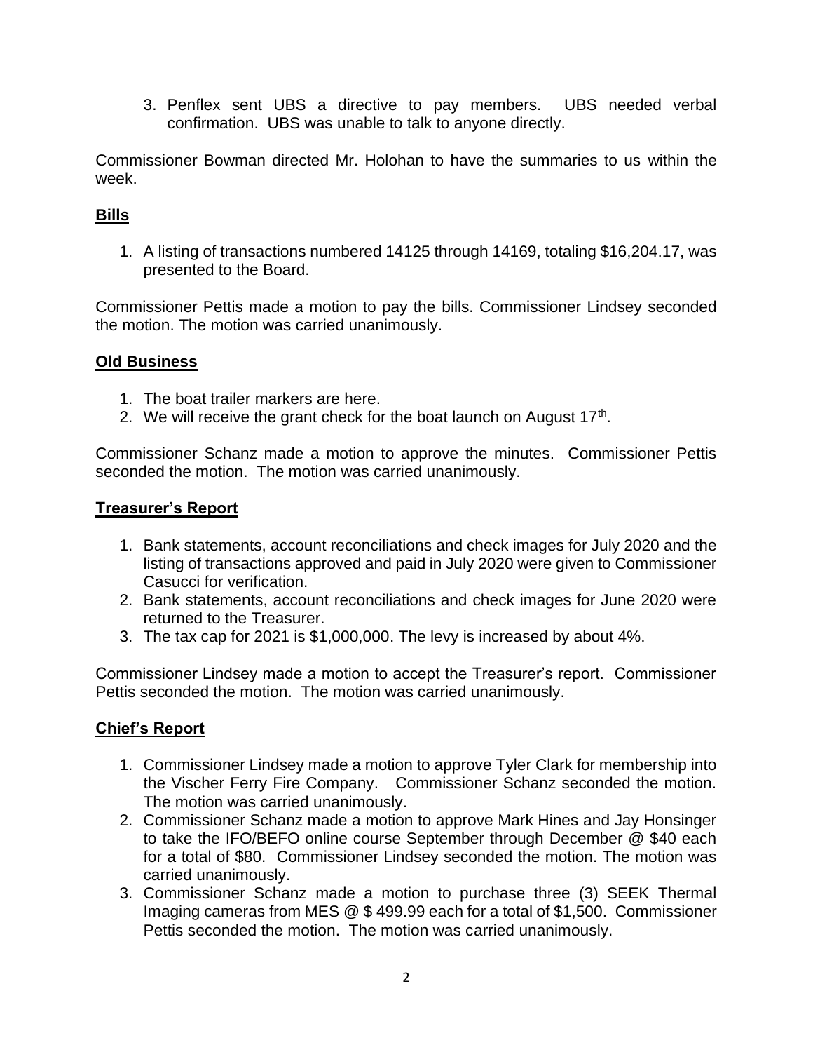3. Penflex sent UBS a directive to pay members. UBS needed verbal confirmation. UBS was unable to talk to anyone directly.

Commissioner Bowman directed Mr. Holohan to have the summaries to us within the week.

## **Bills**

1. A listing of transactions numbered 14125 through 14169, totaling $16,204.17, was presented to the Board.

Commissioner Pettis made a motion to pay the bills. Commissioner Lindsey seconded the motion. The motion was carried unanimously.

## **Old Business**

1. The boat trailer markers are here.
2. We will receive the grant check for the boat launch on August 17th.

Commissioner Schanz made a motion to approve the minutes. Commissioner Pettis seconded the motion. The motion was carried unanimously.

## **Treasurer's Report**

1. Bank statements, account reconciliations and check images for July 2020 and the listing of transactions approved and paid in July 2020 were given to Commissioner Casucci for verification.
2. Bank statements, account reconciliations and check images for June 2020 were returned to the Treasurer.
3. The tax cap for 2021 is $1,000,000. The levy is increased by about 4%.

Commissioner Lindsey made a motion to accept the Treasurer's report. Commissioner Pettis seconded the motion. The motion was carried unanimously.

## **Chief's Report**

1. Commissioner Lindsey made a motion to approve Tyler Clark for membership into the Vischer Ferry Fire Company. Commissioner Schanz seconded the motion. The motion was carried unanimously.
2. Commissioner Schanz made a motion to approve Mark Hines and Jay Honsinger to take the IFO/BEFO online course September through December @ $40 each for a total of $80. Commissioner Lindsey seconded the motion. The motion was carried unanimously.
3. Commissioner Schanz made a motion to purchase three (3) SEEK Thermal Imaging cameras from MES @ $ 499.99 each for a total of $1,500. Commissioner Pettis seconded the motion. The motion was carried unanimously.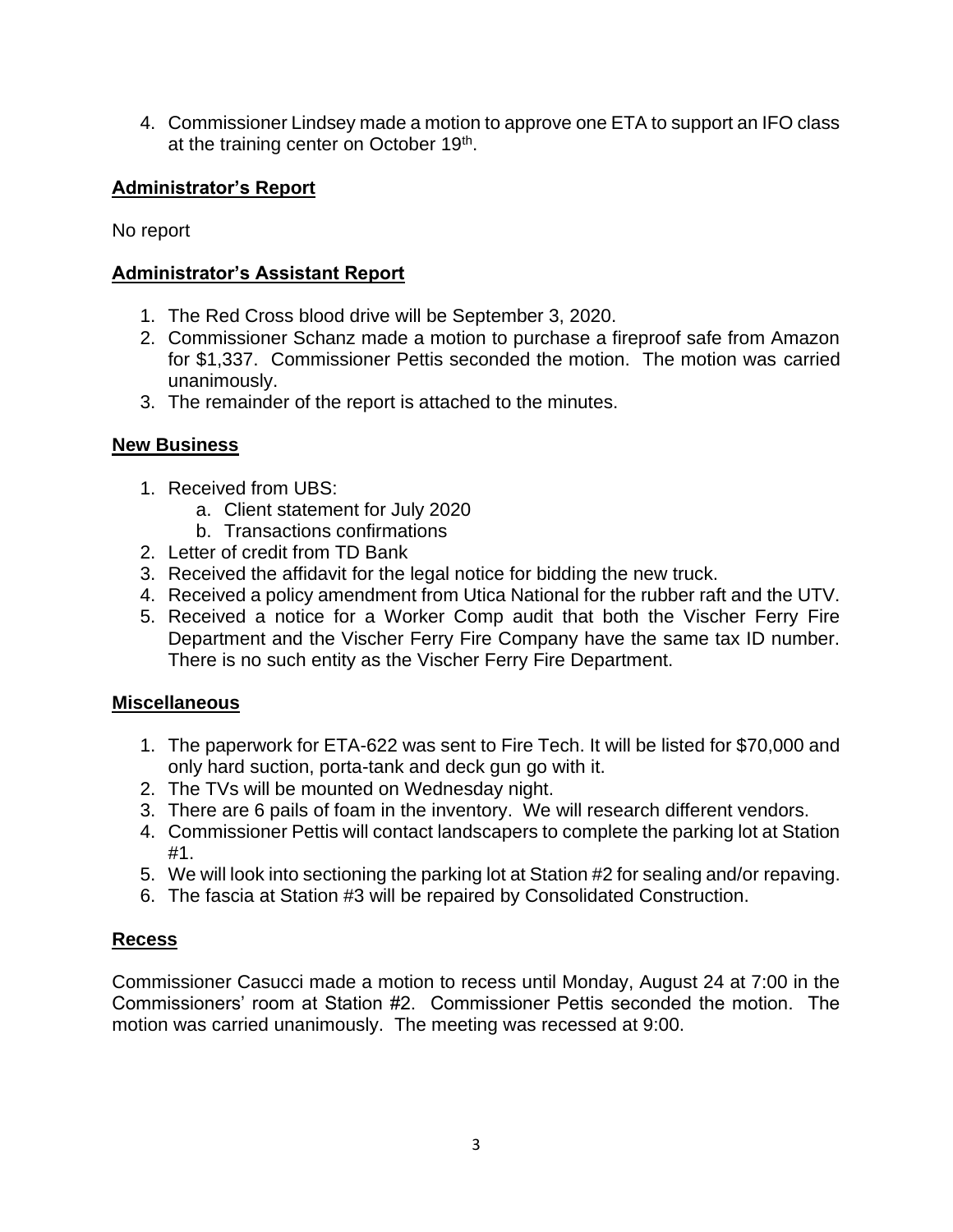4. Commissioner Lindsey made a motion to approve one ETA to support an IFO class at the training center on October 19th.

## Administrator's Report

No report

## Administrator's Assistant Report

1. The Red Cross blood drive will be September 3, 2020.
2. Commissioner Schanz made a motion to purchase a fireproof safe from Amazon for $1,337. Commissioner Pettis seconded the motion. The motion was carried unanimously.
3. The remainder of the report is attached to the minutes.

## New Business

1. Received from UBS:
   a. Client statement for July 2020
   b. Transactions confirmations
2. Letter of credit from TD Bank
3. Received the affidavit for the legal notice for bidding the new truck.
4. Received a policy amendment from Utica National for the rubber raft and the UTV.
5. Received a notice for a Worker Comp audit that both the Vischer Ferry Fire Department and the Vischer Ferry Fire Company have the same tax ID number. There is no such entity as the Vischer Ferry Fire Department.

## Miscellaneous

1. The paperwork for ETA-622 was sent to Fire Tech. It will be listed for $70,000 and only hard suction, porta-tank and deck gun go with it.
2. The TVs will be mounted on Wednesday night.
3. There are 6 pails of foam in the inventory. We will research different vendors.
4. Commissioner Pettis will contact landscapers to complete the parking lot at Station #1.
5. We will look into sectioning the parking lot at Station #2 for sealing and/or repaving.
6. The fascia at Station #3 will be repaired by Consolidated Construction.

## Recess

Commissioner Casucci made a motion to recess until Monday, August 24 at 7:00 in the Commissioners' room at Station #2. Commissioner Pettis seconded the motion. The motion was carried unanimously. The meeting was recessed at 9:00.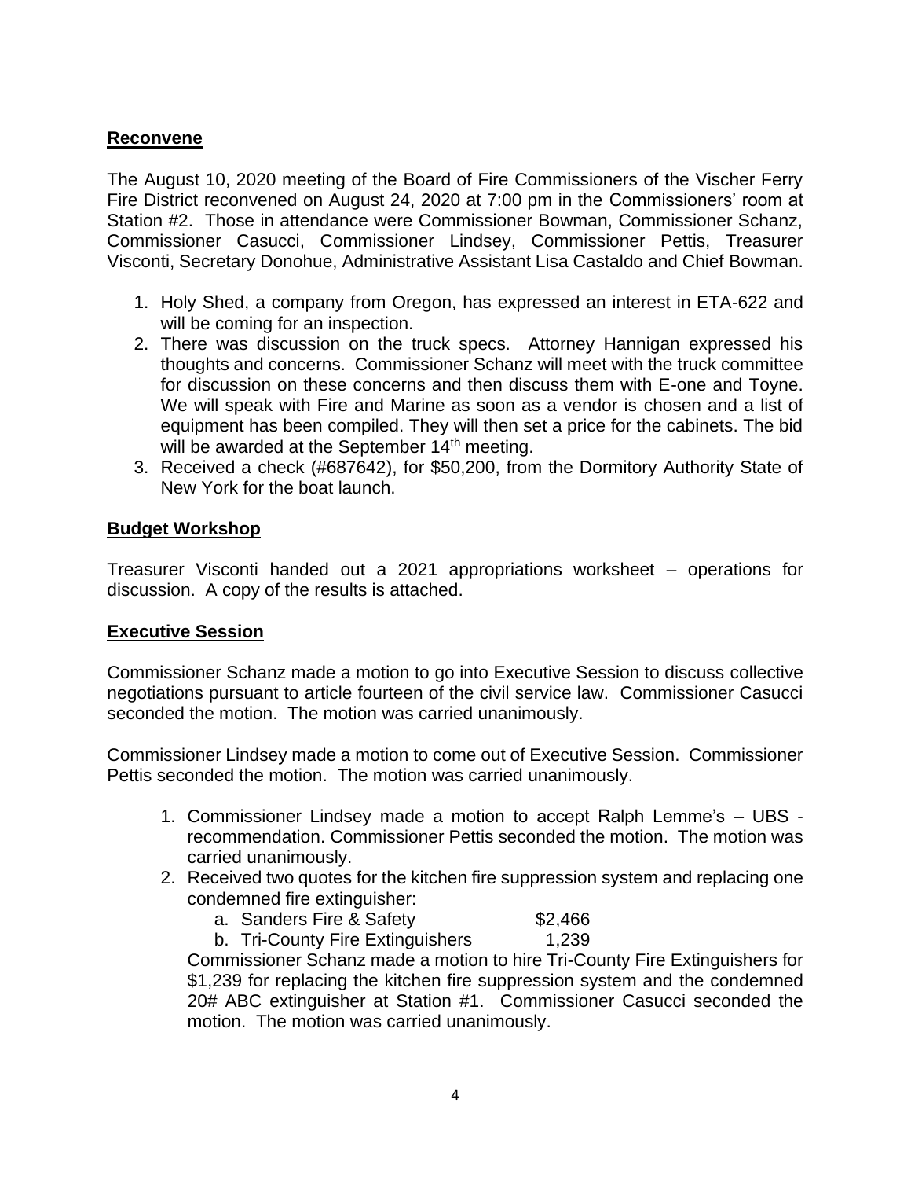## Reconvene

The August 10, 2020 meeting of the Board of Fire Commissioners of the Vischer Ferry Fire District reconvened on August 24, 2020 at 7:00 pm in the Commissioners' room at Station #2. Those in attendance were Commissioner Bowman, Commissioner Schanz, Commissioner Casucci, Commissioner Lindsey, Commissioner Pettis, Treasurer Visconti, Secretary Donohue, Administrative Assistant Lisa Castaldo and Chief Bowman.

1. Holy Shed, a company from Oregon, has expressed an interest in ETA-622 and will be coming for an inspection.
2. There was discussion on the truck specs. Attorney Hannigan expressed his thoughts and concerns. Commissioner Schanz will meet with the truck committee for discussion on these concerns and then discuss them with E-one and Toyne. We will speak with Fire and Marine as soon as a vendor is chosen and a list of equipment has been compiled. They will then set a price for the cabinets. The bid will be awarded at the September 14th meeting.
3. Received a check (#687642), for $50,200, from the Dormitory Authority State of New York for the boat launch.

## Budget Workshop

Treasurer Visconti handed out a 2021 appropriations worksheet – operations for discussion. A copy of the results is attached.

## Executive Session

Commissioner Schanz made a motion to go into Executive Session to discuss collective negotiations pursuant to article fourteen of the civil service law. Commissioner Casucci seconded the motion. The motion was carried unanimously.

Commissioner Lindsey made a motion to come out of Executive Session. Commissioner Pettis seconded the motion. The motion was carried unanimously.

1. Commissioner Lindsey made a motion to accept Ralph Lemme's – UBS - recommendation. Commissioner Pettis seconded the motion. The motion was carried unanimously.
2. Received two quotes for the kitchen fire suppression system and replacing one condemned fire extinguisher:
   a. Sanders Fire & Safety $2,466
   b. Tri-County Fire Extinguishers 1,239

   Commissioner Schanz made a motion to hire Tri-County Fire Extinguishers for $1,239 for replacing the kitchen fire suppression system and the condemned 20# ABC extinguisher at Station #1. Commissioner Casucci seconded the motion. The motion was carried unanimously.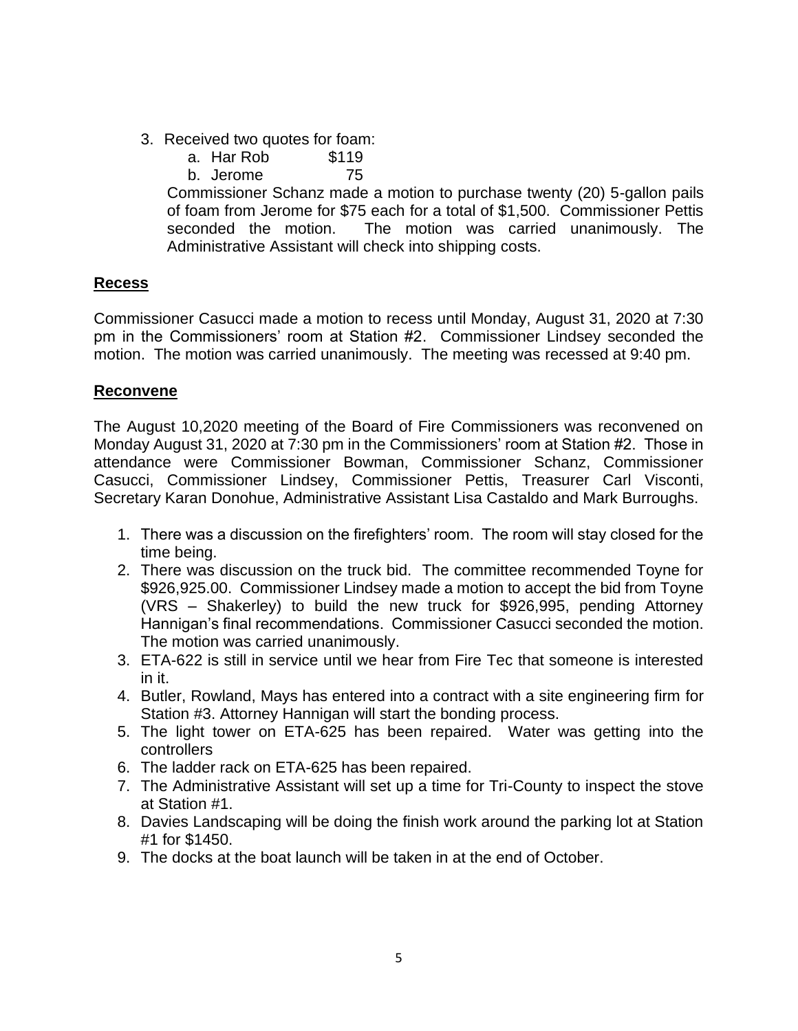3. Received two quotes for foam:
   a. Har Rob $119
   b. Jerome 75

   Commissioner Schanz made a motion to purchase twenty (20) 5-gallon pails of foam from Jerome for $75 each for a total of $1,500. Commissioner Pettis seconded the motion. The motion was carried unanimously. The Administrative Assistant will check into shipping costs.

## Recess

Commissioner Casucci made a motion to recess until Monday, August 31, 2020 at 7:30 pm in the Commissioners' room at Station #2. Commissioner Lindsey seconded the motion. The motion was carried unanimously. The meeting was recessed at 9:40 pm.

## Reconvene

The August 10,2020 meeting of the Board of Fire Commissioners was reconvened on Monday August 31, 2020 at 7:30 pm in the Commissioners' room at Station #2. Those in attendance were Commissioner Bowman, Commissioner Schanz, Commissioner Casucci, Commissioner Lindsey, Commissioner Pettis, Treasurer Carl Visconti, Secretary Karan Donohue, Administrative Assistant Lisa Castaldo and Mark Burroughs.

1. There was a discussion on the firefighters' room. The room will stay closed for the time being.
2. There was discussion on the truck bid. The committee recommended Toyne for $926,925.00. Commissioner Lindsey made a motion to accept the bid from Toyne (VRS – Shakerley) to build the new truck for $926,995, pending Attorney Hannigan's final recommendations. Commissioner Casucci seconded the motion. The motion was carried unanimously.
3. ETA-622 is still in service until we hear from Fire Tec that someone is interested in it.
4. Butler, Rowland, Mays has entered into a contract with a site engineering firm for Station #3. Attorney Hannigan will start the bonding process.
5. The light tower on ETA-625 has been repaired. Water was getting into the controllers
6. The ladder rack on ETA-625 has been repaired.
7. The Administrative Assistant will set up a time for Tri-County to inspect the stove at Station #1.
8. Davies Landscaping will be doing the finish work around the parking lot at Station #1 for $1450.
9. The docks at the boat launch will be taken in at the end of October.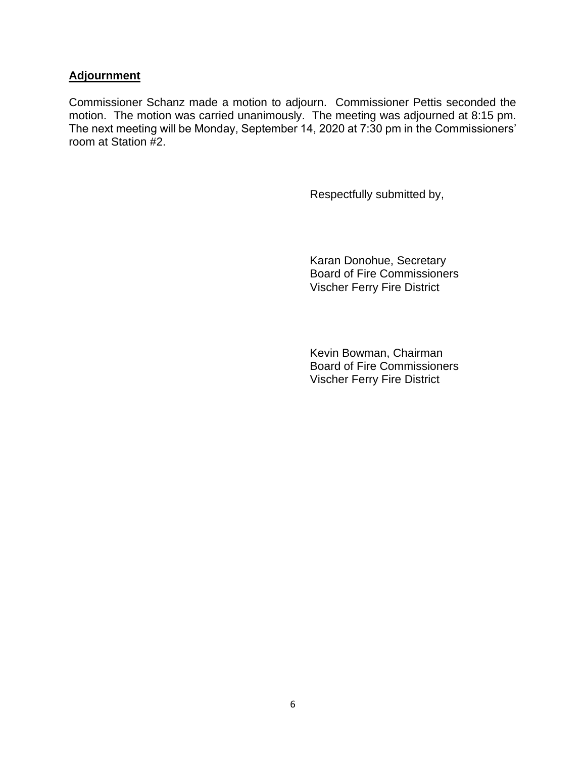## Adjournment

Commissioner Schanz made a motion to adjourn. Commissioner Pettis seconded the motion. The motion was carried unanimously. The meeting was adjourned at 8:15 pm. The next meeting will be Monday, September 14, 2020 at 7:30 pm in the Commissioners' room at Station #2.

Respectfully submitted by,

Karan Donohue, Secretary
Board of Fire Commissioners
Vischer Ferry Fire District

Kevin Bowman, Chairman
Board of Fire Commissioners
Vischer Ferry Fire District